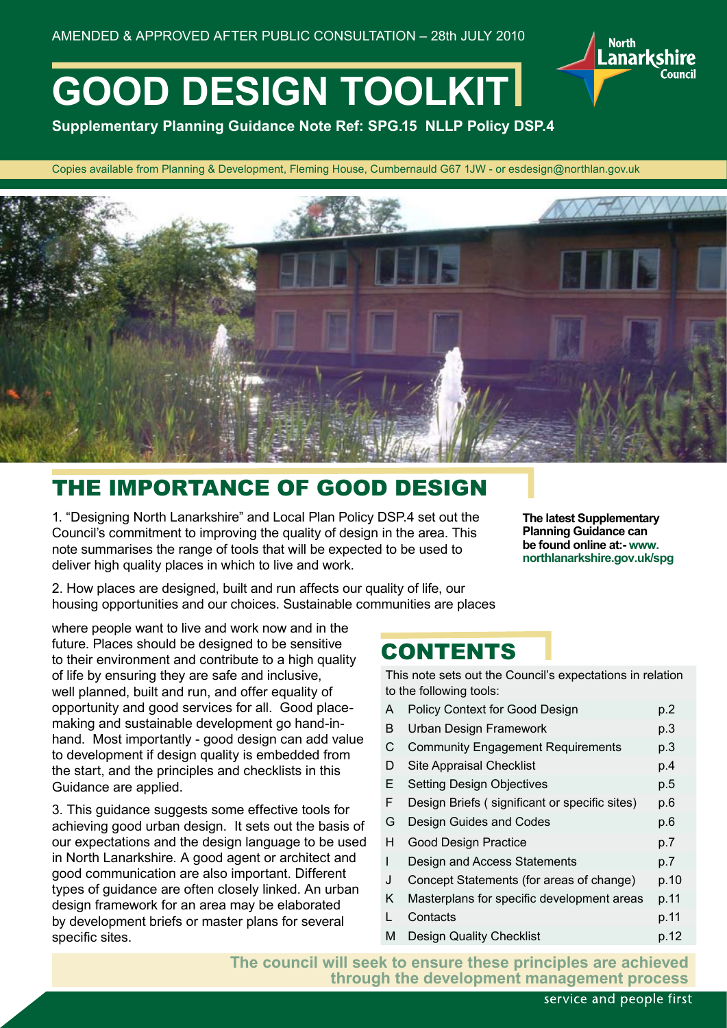AMENDED & APPROVED AFTER PUBLIC CONSULTATION – 28th JULY 2010

# GOOD DESIGN TOOLKIT

**Supplementary Planning Guidance Note Ref: SPG.15 NLLP Policy DSP.4**

North Lanarkshire Council

Copies available from Planning & Development, Fleming House, Cumbernauld G67 1JW - or esdesign@northlan.gov.uk

## THE IMPORTANCE OF GOOD DESIGN

1. "Designing North Lanarkshire" and Local Plan Policy DSP.4 set out the Council's commitment to improving the quality of design in the area. This note summarises the range of tools that will be expected to be used to deliver high quality places in which to live and work.

**The latest Supplementary Planning Guidance can be found online at:- www.northlanarkshire.gov.uk/spg**

2. How places are designed, built and run affects our quality of life, our housing opportunities and our choices. Sustainable communities are places where people want to live and work now and in the future. Places should be designed to be sensitive to their environment and contribute to a high quality of life by ensuring they are safe and inclusive, well planned, built and run, and offer equality of opportunity and good services for all. Good place-making and sustainable development go hand-in-hand. Most importantly - good design can add value to development if design quality is embedded from the start, and the principles and checklists in this Guidance are applied.

3. This guidance suggests some effective tools for achieving good urban design. It sets out the basis of our expectations and the design language to be used in North Lanarkshire. A good agent or architect and good communication are also important. Different types of guidance are often closely linked. An urban design framework for an area may be elaborated by development briefs or master plans for several specific sites.

## CONTENTS

This note sets out the Council's expectations in relation to the following tools:

| | | |
|---|---|---|
| A | Policy Context for Good Design | p.2 |
| B | Urban Design Framework | p.3 |
| C | Community Engagement Requirements | p.3 |
| D | Site Appraisal Checklist | p.4 |
| E | Setting Design Objectives | p.5 |
| F | Design Briefs ( significant or specific sites) | p.6 |
| G | Design Guides and Codes | p.6 |
| H | Good Design Practice | p.7 |
| I | Design and Access Statements | p.7 |
| J | Concept Statements (for areas of change) | p.10 |
| K | Masterplans for specific development areas | p.11 |
| L | Contacts | p.11 |
| M | Design Quality Checklist | p.12 |

**The council will seek to ensure these principles are achieved through the development management process**

service and people first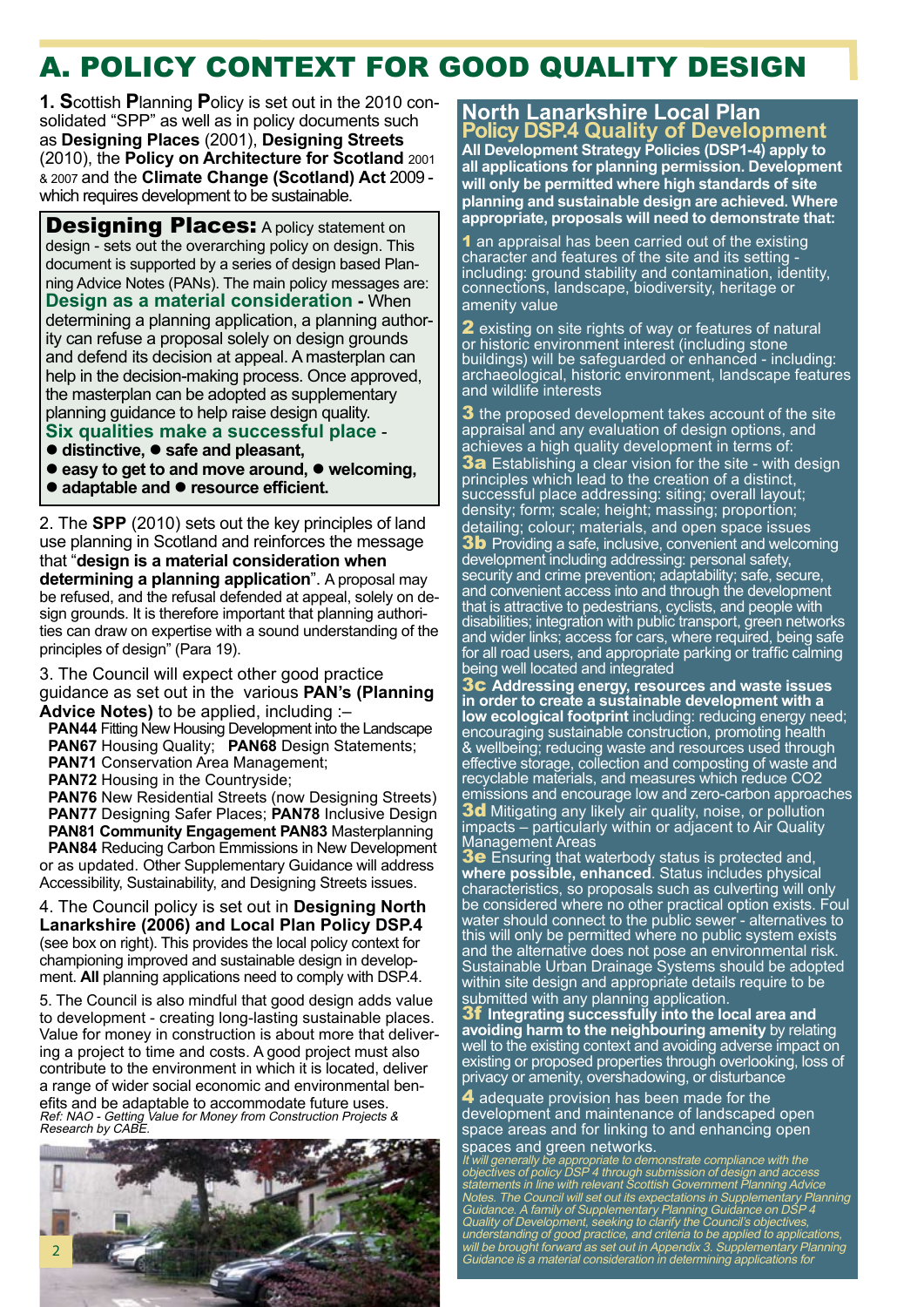# A. POLICY CONTEXT FOR GOOD QUALITY DESIGN

**1. S**cottish **P**lanning **P**olicy is set out in the 2010 consolidated "SPP" as well as in policy documents such as **Designing Places** (2001), **Designing Streets** (2010), the **Policy on Architecture for Scotland** 2001 & 2007 and the **Climate Change (Scotland) Act** 2009 - which requires development to be sustainable.

> **Designing Places:** A policy statement on design - sets out the overarching policy on design. This document is supported by a series of design based Planning Advice Notes (PANs). The main policy messages are:
>
> **Design as a material consideration -** When determining a planning application, a planning authority can refuse a proposal solely on design grounds and defend its decision at appeal. A masterplan can help in the decision-making process. Once approved, the masterplan can be adopted as supplementary planning guidance to help raise design quality.
>
> **Six qualities make a successful place -**
> - **distinctive,**
> - **safe and pleasant,**
> - **easy to get to and move around,**
> - **welcoming,**
> - **adaptable and**
> - **resource efficient.**

2. The **SPP** (2010) sets out the key principles of land use planning in Scotland and reinforces the message that "**design is a material consideration when determining a planning application**". A proposal may be refused, and the refusal defended at appeal, solely on design grounds. It is therefore important that planning authorities can draw on expertise with a sound understanding of the principles of design" (Para 19).

3. The Council will expect other good practice guidance as set out in the various **PAN's (Planning Advice Notes)** to be applied, including :–

**PAN44** Fitting New Housing Development into the Landscape
**PAN67** Housing Quality; **PAN68** Design Statements;
**PAN71** Conservation Area Management;
**PAN72** Housing in the Countryside;
**PAN76** New Residential Streets (now Designing Streets)
**PAN77** Designing Safer Places; **PAN78** Inclusive Design
**PAN81 Community Engagement PAN83** Masterplanning
**PAN84** Reducing Carbon Emissions in New Development
or as updated. Other Supplementary Guidance will address Accessibility, Sustainability, and Designing Streets issues.

4. The Council policy is set out in **Designing North Lanarkshire (2006) and Local Plan Policy DSP.4** (see box on right). This provides the local policy context for championing improved and sustainable design in development. **All** planning applications need to comply with DSP.4.

5. The Council is also mindful that good design adds value to development - creating long-lasting sustainable places. Value for money in construction is about more that delivering a project to time and costs. A good project must also contribute to the environment in which it is located, deliver a range of wider social economic and environmental benefits and be adaptable to accommodate future uses.
*Ref: NAO - Getting Value for Money from Construction Projects & Research by CABE.*

## North Lanarkshire Local Plan Policy DSP.4 Quality of Development

**All Development Strategy Policies (DSP1-4) apply to all applications for planning permission. Development will only be permitted where high standards of site planning and sustainable design are achieved. Where appropriate, proposals will need to demonstrate that:**

**1** an appraisal has been carried out of the existing character and features of the site and its setting - including: ground stability and contamination, identity, connections, landscape, biodiversity, heritage or amenity value

**2** existing on site rights of way or features of natural or historic environment interest (including stone buildings) will be safeguarded or enhanced - including: archaeological, historic environment, landscape features and wildlife interests

**3** the proposed development takes account of the site appraisal and any evaluation of design options, and achieves a high quality development in terms of:

**3a** Establishing a clear vision for the site - with design principles which lead to the creation of a distinct, successful place addressing: siting; overall layout; density; form; scale; height; massing; proportion; detailing; colour; materials, and open space issues

**3b** Providing a safe, inclusive, convenient and welcoming development including addressing: personal safety, security and crime prevention; adaptability; safe, secure, and convenient access into and through the development that is attractive to pedestrians, cyclists, and people with disabilities; integration with public transport, green networks and wider links; access for cars, where required, being safe for all road users, and appropriate parking or traffic calming being well located and integrated

**3c Addressing energy, resources and waste issues in order to create a sustainable development with a low ecological footprint** including: reducing energy need; encouraging sustainable construction, promoting health & wellbeing; reducing waste and resources used through effective storage, collection and composting of waste and recyclable materials, and measures which reduce CO2 emissions and encourage low and zero-carbon approaches

**3d** Mitigating any likely air quality, noise, or pollution impacts – particularly within or adjacent to Air Quality Management Areas

**3e** Ensuring that waterbody status is protected and, **where possible, enhanced**. Status includes physical characteristics, so proposals such as culverting will only be considered where no other practical option exists. Foul water should connect to the public sewer - alternatives to this will only be permitted where no public system exists and the alternative does not pose an environmental risk. Sustainable Urban Drainage Systems should be adopted within site design and appropriate details require to be submitted with any planning application.

**3f Integrating successfully into the local area and avoiding harm to the neighbouring amenity** by relating well to the existing context and avoiding adverse impact on existing or proposed properties through overlooking, loss of privacy or amenity, overshadowing, or disturbance

**4** adequate provision has been made for the development and maintenance of landscaped open space areas and for linking to and enhancing open spaces and green networks.

*It will generally be appropriate to demonstrate compliance with the objectives of policy DSP 4 through submission of design and access statements in line with relevant Scottish Government Planning Advice Notes. The Council will set out its expectations in Supplementary Planning Guidance. A family of Supplementary Planning Guidance on DSP 4 Quality of Development, seeking to clarify the Council's objectives, understanding of good practice, and criteria to be applied to applications, will be brought forward as set out in Appendix 3. Supplementary Planning Guidance is a material consideration in determining applications for*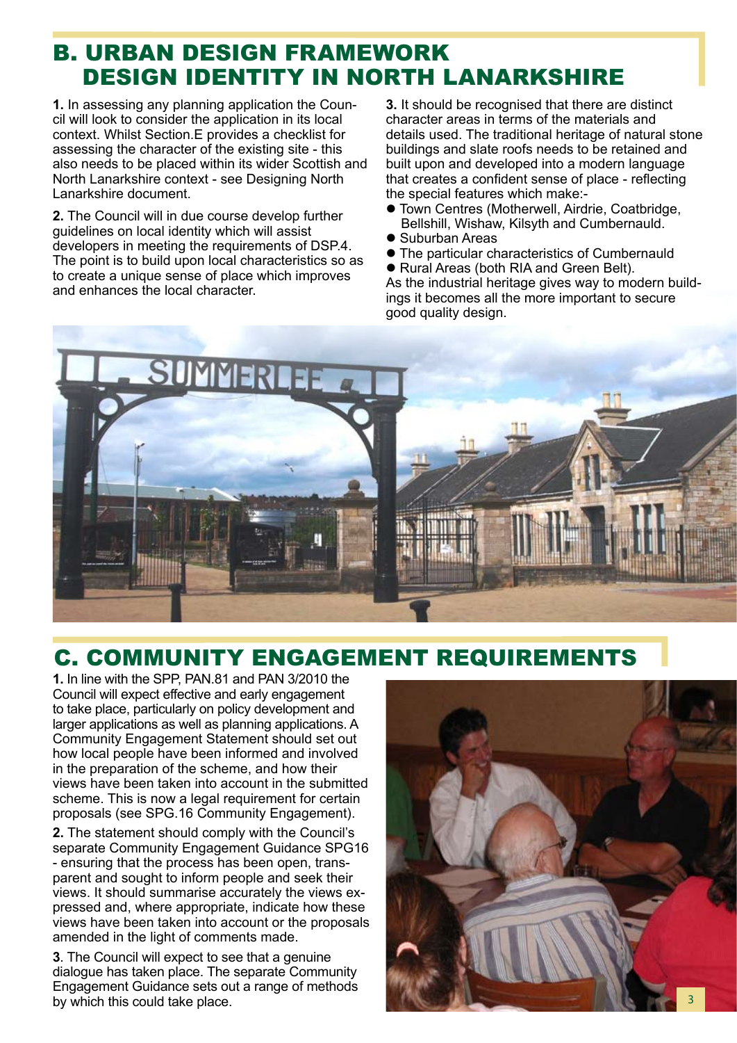# B. URBAN DESIGN FRAMEWORK
## DESIGN IDENTITY IN NORTH LANARKSHIRE

**1.** In assessing any planning application the Council will look to consider the application in its local context. Whilst Section.E provides a checklist for assessing the character of the existing site - this also needs to be placed within its wider Scottish and North Lanarkshire context - see Designing North Lanarkshire document.

**2.** The Council will in due course develop further guidelines on local identity which will assist developers in meeting the requirements of DSP.4. The point is to build upon local characteristics so as to create a unique sense of place which improves and enhances the local character.

**3.** It should be recognised that there are distinct character areas in terms of the materials and details used. The traditional heritage of natural stone buildings and slate roofs needs to be retained and built upon and developed into a modern language that creates a confident sense of place - reflecting the special features which make:-

- Town Centres (Motherwell, Airdrie, Coatbridge, Bellshill, Wishaw, Kilsyth and Cumbernauld.
- Suburban Areas
- The particular characteristics of Cumbernauld
- Rural Areas (both RIA and Green Belt).

As the industrial heritage gives way to modern buildings it becomes all the more important to secure good quality design.

# C. COMMUNITY ENGAGEMENT REQUIREMENTS

**1.** In line with the SPP, PAN.81 and PAN 3/2010 the Council will expect effective and early engagement to take place, particularly on policy development and larger applications as well as planning applications. A Community Engagement Statement should set out how local people have been informed and involved in the preparation of the scheme, and how their views have been taken into account in the submitted scheme. This is now a legal requirement for certain proposals (see SPG.16 Community Engagement).

**2.** The statement should comply with the Council's separate Community Engagement Guidance SPG16 - ensuring that the process has been open, transparent and sought to inform people and seek their views. It should summarise accurately the views expressed and, where appropriate, indicate how these views have been taken into account or the proposals amended in the light of comments made.

**3**. The Council will expect to see that a genuine dialogue has taken place. The separate Community Engagement Guidance sets out a range of methods by which this could take place.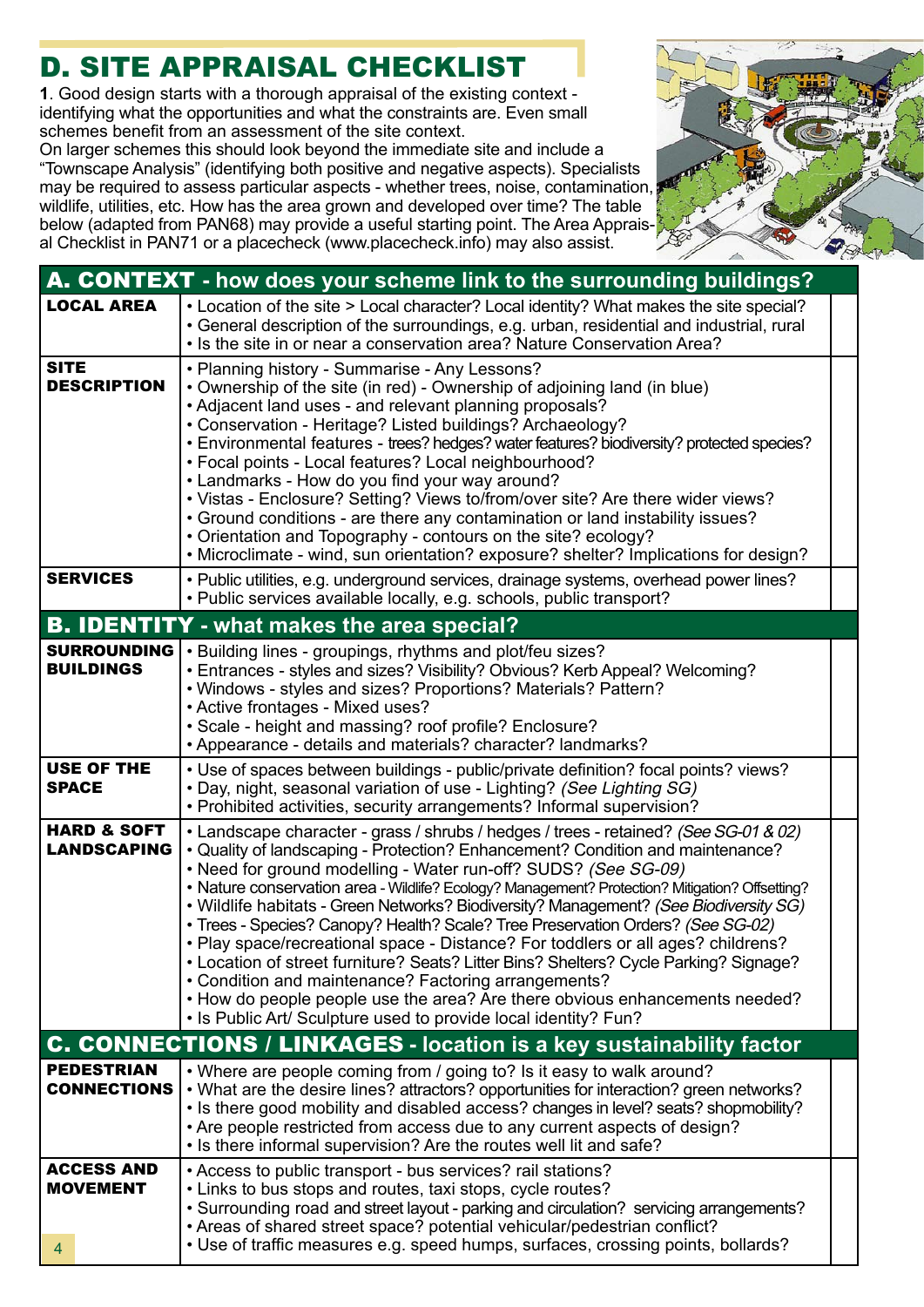# D. SITE APPRAISAL CHECKLIST

**1**. Good design starts with a thorough appraisal of the existing context - identifying what the opportunities and what the constraints are. Even small schemes benefit from an assessment of the site context.
On larger schemes this should look beyond the immediate site and include a "Townscape Analysis" (identifying both positive and negative aspects). Specialists may be required to assess particular aspects - whether trees, noise, contamination, wildlife, utilities, etc. How has the area grown and developed over time? The table below (adapted from PAN68) may provide a useful starting point. The Area Appraisal Checklist in PAN71 or a placecheck (www.placecheck.info) may also assist.

| **A. CONTEXT - how does your scheme link to the surrounding buildings?** | | |
|---|---|---|
| **LOCAL AREA** | • Location of the site > Local character? Local identity? What makes the site special?<br>• General description of the surroundings, e.g. urban, residential and industrial, rural<br>• Is the site in or near a conservation area? Nature Conservation Area? | |
| **SITE DESCRIPTION** | • Planning history - Summarise - Any Lessons?<br>• Ownership of the site (in red) - Ownership of adjoining land (in blue)<br>• Adjacent land uses - and relevant planning proposals?<br>• Conservation - Heritage? Listed buildings? Archaeology?<br>• Environmental features - trees? hedges? water features? biodiversity? protected species?<br>• Focal points - Local features? Local neighbourhood?<br>• Landmarks - How do you find your way around?<br>• Vistas - Enclosure? Setting? Views to/from/over site? Are there wider views?<br>• Ground conditions - are there any contamination or land instability issues?<br>• Orientation and Topography - contours on the site? ecology?<br>• Microclimate - wind, sun orientation? exposure? shelter? Implications for design? | |
| **SERVICES** | • Public utilities, e.g. underground services, drainage systems, overhead power lines?<br>• Public services available locally, e.g. schools, public transport? | |
| **B. IDENTITY - what makes the area special?** | | |
| **SURROUNDING BUILDINGS** | • Building lines - groupings, rhythms and plot/feu sizes?<br>• Entrances - styles and sizes? Visibility? Obvious? Kerb Appeal? Welcoming?<br>• Windows - styles and sizes? Proportions? Materials? Pattern?<br>• Active frontages - Mixed uses?<br>• Scale - height and massing? roof profile? Enclosure?<br>• Appearance - details and materials? character? landmarks? | |
| **USE OF THE SPACE** | • Use of spaces between buildings - public/private definition? focal points? views?<br>• Day, night, seasonal variation of use - Lighting? *(See Lighting SG)*<br>• Prohibited activities, security arrangements? Informal supervision? | |
| **HARD & SOFT LANDSCAPING** | • Landscape character - grass / shrubs / hedges / trees - retained? *(See SG-01 & 02)*<br>• Quality of landscaping - Protection? Enhancement? Condition and maintenance?<br>• Need for ground modelling - Water run-off? SUDS? *(See SG-09)*<br>• Nature conservation area - Wildlife? Ecology? Management? Protection? Mitigation? Offsetting?<br>• Wildlife habitats - Green Networks? Biodiversity? Management? *(See Biodiversity SG)*<br>• Trees - Species? Canopy? Health? Scale? Tree Preservation Orders? *(See SG-02)*<br>• Play space/recreational space - Distance? For toddlers or all ages? childrens?<br>• Location of street furniture? Seats? Litter Bins? Shelters? Cycle Parking? Signage?<br>• Condition and maintenance? Factoring arrangements?<br>• How do people people use the area? Are there obvious enhancements needed?<br>• Is Public Art/ Sculpture used to provide local identity? Fun? | |
| **C. CONNECTIONS / LINKAGES - location is a key sustainability factor** | | |
| **PEDESTRIAN CONNECTIONS** | • Where are people coming from / going to? Is it easy to walk around?<br>• What are the desire lines? attractors? opportunities for interaction? green networks?<br>• Is there good mobility and disabled access? changes in level? seats? shopmobility?<br>• Are people restricted from access due to any current aspects of design?<br>• Is there informal supervision? Are the routes well lit and safe? | |
| **ACCESS AND MOVEMENT** | • Access to public transport - bus services? rail stations?<br>• Links to bus stops and routes, taxi stops, cycle routes?<br>• Surrounding road and street layout - parking and circulation? servicing arrangements?<br>• Areas of shared street space? potential vehicular/pedestrian conflict?<br>• Use of traffic measures e.g. speed humps, surfaces, crossing points, bollards? | |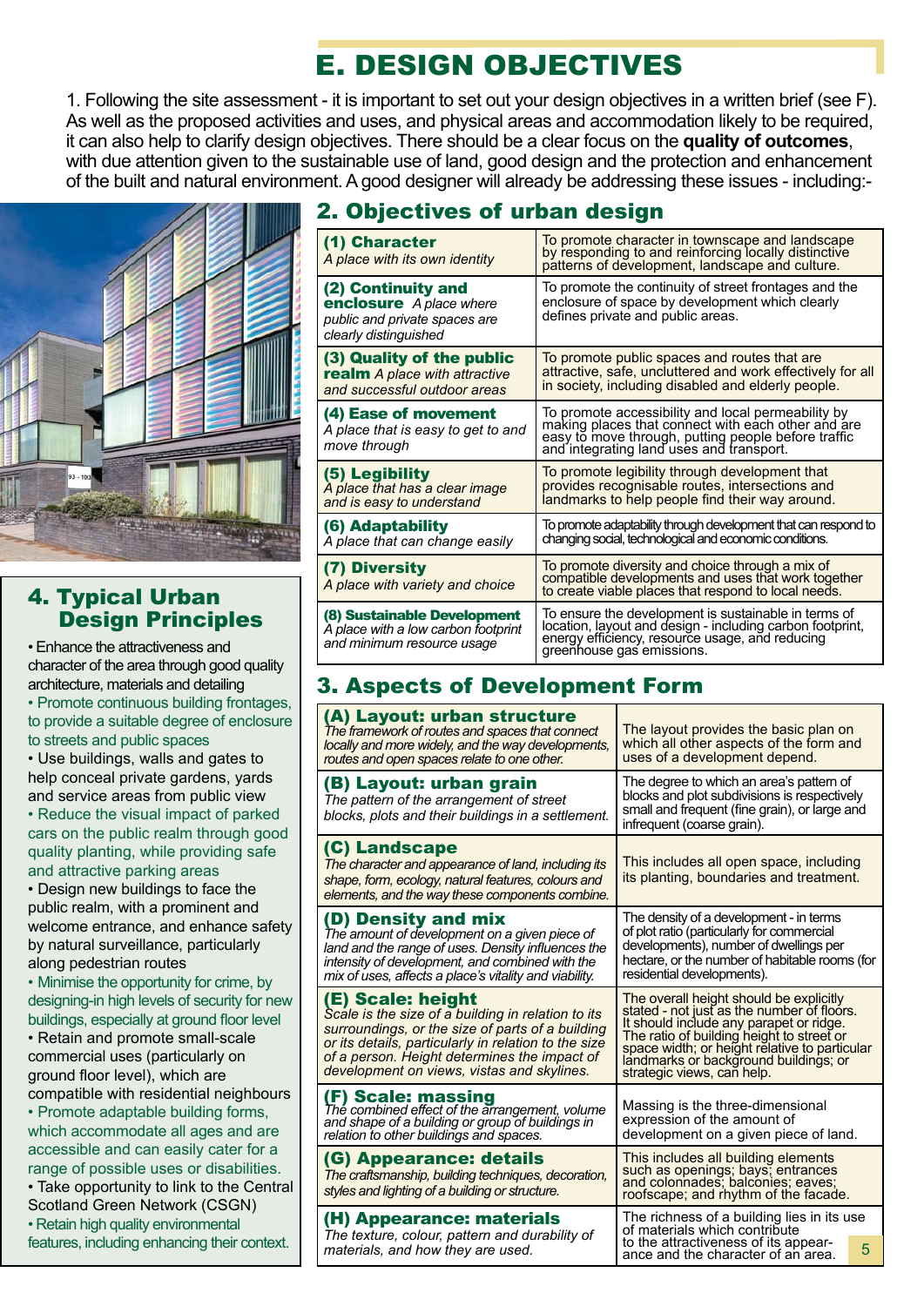# E. DESIGN OBJECTIVES

1. Following the site assessment - it is important to set out your design objectives in a written brief (see F). As well as the proposed activities and uses, and physical areas and accommodation likely to be required, it can also help to clarify design objectives. There should be a clear focus on the **quality of outcomes**, with due attention given to the sustainable use of land, good design and the protection and enhancement of the built and natural environment. A good designer will already be addressing these issues - including:-

## 2. Objectives of urban design

| | |
|---|---|
| **(1) Character** *A place with its own identity* | To promote character in townscape and landscape by responding to and reinforcing locally distinctive patterns of development, landscape and culture. |
| **(2) Continuity and enclosure** *A place where public and private spaces are clearly distinguished* | To promote the continuity of street frontages and the enclosure of space by development which clearly defines private and public areas. |
| **(3) Quality of the public realm** *A place with attractive and successful outdoor areas* | To promote public spaces and routes that are attractive, safe, uncluttered and work effectively for all in society, including disabled and elderly people. |
| **(4) Ease of movement** *A place that is easy to get to and move through* | To promote accessibility and local permeability by making places that connect with each other and are easy to move through, putting people before traffic and integrating land uses and transport. |
| **(5) Legibility** *A place that has a clear image and is easy to understand* | To promote legibility through development that provides recognisable routes, intersections and landmarks to help people find their way around. |
| **(6) Adaptability** *A place that can change easily* | To promote adaptability through development that can respond to changing social, technological and economic conditions. |
| **(7) Diversity** *A place with variety and choice* | To promote diversity and choice through a mix of compatible developments and uses that work together to create viable places that respond to local needs. |
| **(8) Sustainable Development** *A place with a low carbon footprint and minimum resource usage* | To ensure the development is sustainable in terms of location, layout and design - including carbon footprint, energy efficiency, resource usage, and reducing greenhouse gas emissions. |

## 3. Aspects of Development Form

| | |
|---|---|
| **(A) Layout: urban structure** *The framework of routes and spaces that connect locally and more widely, and the way developments, routes and open spaces relate to one other.* | The layout provides the basic plan on which all other aspects of the form and uses of a development depend. |
| **(B) Layout: urban grain** *The pattern of the arrangement of street blocks, plots and their buildings in a settlement.* | The degree to which an area's pattern of blocks and plot subdivisions is respectively small and frequent (fine grain), or large and infrequent (coarse grain). |
| **(C) Landscape** *The character and appearance of land, including its shape, form, ecology, natural features, colours and elements, and the way these components combine.* | This includes all open space, including its planting, boundaries and treatment. |
| **(D) Density and mix** *The amount of development on a given piece of land and the range of uses. Density influences the intensity of development, and combined with the mix of uses, affects a place's vitality and viability.* | The density of a development - in terms of plot ratio (particularly for commercial developments), number of dwellings per hectare, or the number of habitable rooms (for residential developments). |
| **(E) Scale: height** *Scale is the size of a building in relation to its surroundings, or the size of parts of a building or its details, particularly in relation to the size of a person. Height determines the impact of development on views, vistas and skylines.* | The overall height should be explicitly stated - not just as the number of floors. It should include any parapet or ridge. The ratio of building height to street or space width; or height relative to particular landmarks or background buildings; or strategic views, can help. |
| **(F) Scale: massing** *The combined effect of the arrangement, volume and shape of a building or group of buildings in relation to other buildings and spaces.* | Massing is the three-dimensional expression of the amount of development on a given piece of land. |
| **(G) Appearance: details** *The craftsmanship, building techniques, decoration, styles and lighting of a building or structure.* | This includes all building elements such as openings; bays; entrances and colonnades; balconies; eaves; roofscape; and rhythm of the facade. |
| **(H) Appearance: materials** *The texture, colour, pattern and durability of materials, and how they are used.* | The richness of a building lies in its use of materials which contribute to the attractiveness of its appearance and the character of an area. |

## 4. Typical Urban Design Principles

- Enhance the attractiveness and character of the area through good quality architecture, materials and detailing
- Promote continuous building frontages, to provide a suitable degree of enclosure to streets and public spaces
- Use buildings, walls and gates to help conceal private gardens, yards and service areas from public view
- Reduce the visual impact of parked cars on the public realm through good quality planting, while providing safe and attractive parking areas
- Design new buildings to face the public realm, with a prominent and welcome entrance, and enhance safety by natural surveillance, particularly along pedestrian routes
- Minimise the opportunity for crime, by designing-in high levels of security for new buildings, especially at ground floor level
- Retain and promote small-scale commercial uses (particularly on ground floor level), which are compatible with residential neighbours
- Promote adaptable building forms, which accommodate all ages and are accessible and can easily cater for a range of possible uses or disabilities.
- Take opportunity to link to the Central Scotland Green Network (CSGN)
- Retain high quality environmental features, including enhancing their context.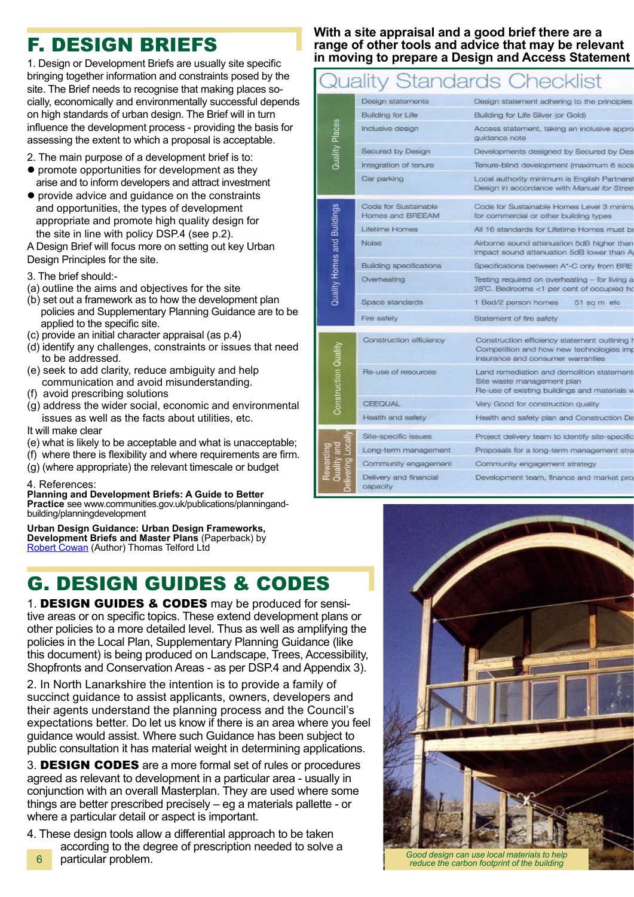# F. DESIGN BRIEFS

1. Design or Development Briefs are usually site specific bringing together information and constraints posed by the site. The Brief needs to recognise that making places socially, economically and environmentally successful depends on high standards of urban design. The Brief will in turn influence the development process - providing the basis for assessing the extent to which a proposal is acceptable.

2. The main purpose of a development brief is to:

- promote opportunities for development as they arise and to inform developers and attract investment
- provide advice and guidance on the constraints and opportunities, the types of development appropriate and promote high quality design for the site in line with policy DSP.4 (see p.2).

A Design Brief will focus more on setting out key Urban Design Principles for the site.

3. The brief should:-

(a) outline the aims and objectives for the site
(b) set out a framework as to how the development plan policies and Supplementary Planning Guidance are to be applied to the specific site.
(c) provide an initial character appraisal (as p.4)
(d) identify any challenges, constraints or issues that need to be addressed.
(e) seek to add clarity, reduce ambiguity and help communication and avoid misunderstanding.
(f) avoid prescribing solutions
(g) address the wider social, economic and environmental issues as well as the facts about utilities, etc.

It will make clear

(e) what is likely to be acceptable and what is unacceptable;
(f) where there is flexibility and where requirements are firm.
(g) (where appropriate) the relevant timescale or budget

4. References:

**Planning and Development Briefs: A Guide to Better Practice** see www.communities.gov.uk/publications/planningand-building/planningdevelopment

**Urban Design Guidance: Urban Design Frameworks, Development Briefs and Master Plans** (Paperback) by Robert Cowan (Author) Thomas Telford Ltd

# G. DESIGN GUIDES & CODES

1. **DESIGN GUIDES & CODES** may be produced for sensitive areas or on specific topics. These extend development plans or other policies to a more detailed level. Thus as well as amplifying the policies in the Local Plan, Supplementary Planning Guidance (like this document) is being produced on Landscape, Trees, Accessibility, Shopfronts and Conservation Areas - as per DSP.4 and Appendix 3).

2. In North Lanarkshire the intention is to provide a family of succinct guidance to assist applicants, owners, developers and their agents understand the planning process and the Council's expectations better. Do let us know if there is an area where you feel guidance would assist. Where such Guidance has been subject to public consultation it has material weight in determining applications.

3. **DESIGN CODES** are a more formal set of rules or procedures agreed as relevant to development in a particular area - usually in conjunction with an overall Masterplan. They are used where some things are better prescribed precisely – eg a materials pallette - or where a particular detail or aspect is important.

4. These design tools allow a differential approach to be taken according to the degree of prescription needed to solve a particular problem.

**With a site appraisal and a good brief there are a range of other tools and advice that may be relevant in moving to prepare a Design and Access Statement**

## Quality Standards Checklist

| | | |
|---|---|---|
| Quality Places | Design statements | Design statement adhering to the principles |
| | Building for Life | Building for Life Silver (or Gold) |
| | Inclusive design | Access statement, taking an inclusive appro guidance note |
| | Secured by Design | Developments designed by Secured by Des |
| | Integration of tenure | Tenure-blind development (maximum 6 soci |
| | Car parking | Local authority minimum is English Partners Design in accordance with *Manual for Stree* |
| Quality Homes and Buildings | Code for Sustainable Homes and BREEAM | Code for Sustainable Homes Level 3 minimu for commercial or other building types |
| | Lifetime Homes | All 16 standards for Lifetime Homes must be |
| | Noise | Airborne sound attenuation 5dB higher than Impact sound attenuation 5dB lower than A |
| | Building specifications | Specifications between A*-C only from BRE |
| | Overheating | Testing required on overheating – for living a 28°C. Bedrooms <1 per cent of occupied ho |
| | Space standards | 1 Bed/2 person homes 51 sq m etc |
| | Fire safety | Statement of fire safety |
| Construction Quality | Construction efficiency | Construction efficiency statement outlining h Competition and how new technologies imp insurance and consumer warranties |
| | Re-use of resources | Land remediation and demolition statement Site waste management plan Re-use of existing buildings and materials w |
| | CEEQUAL | Very Good for construction quality |
| | Health and safety | Health and safety plan and Construction De |
| Rewarding Quality and Delivering Locally | Site-specific issues | Project delivery team to identify site-specific |
| | Long-term management | Proposals for a long-term management stra |
| | Community engagement | Community engagement strategy |
| | Delivery and financial capacity | Development team, finance and market pro |

*Good design can use local materials to help reduce the carbon footprint of the building*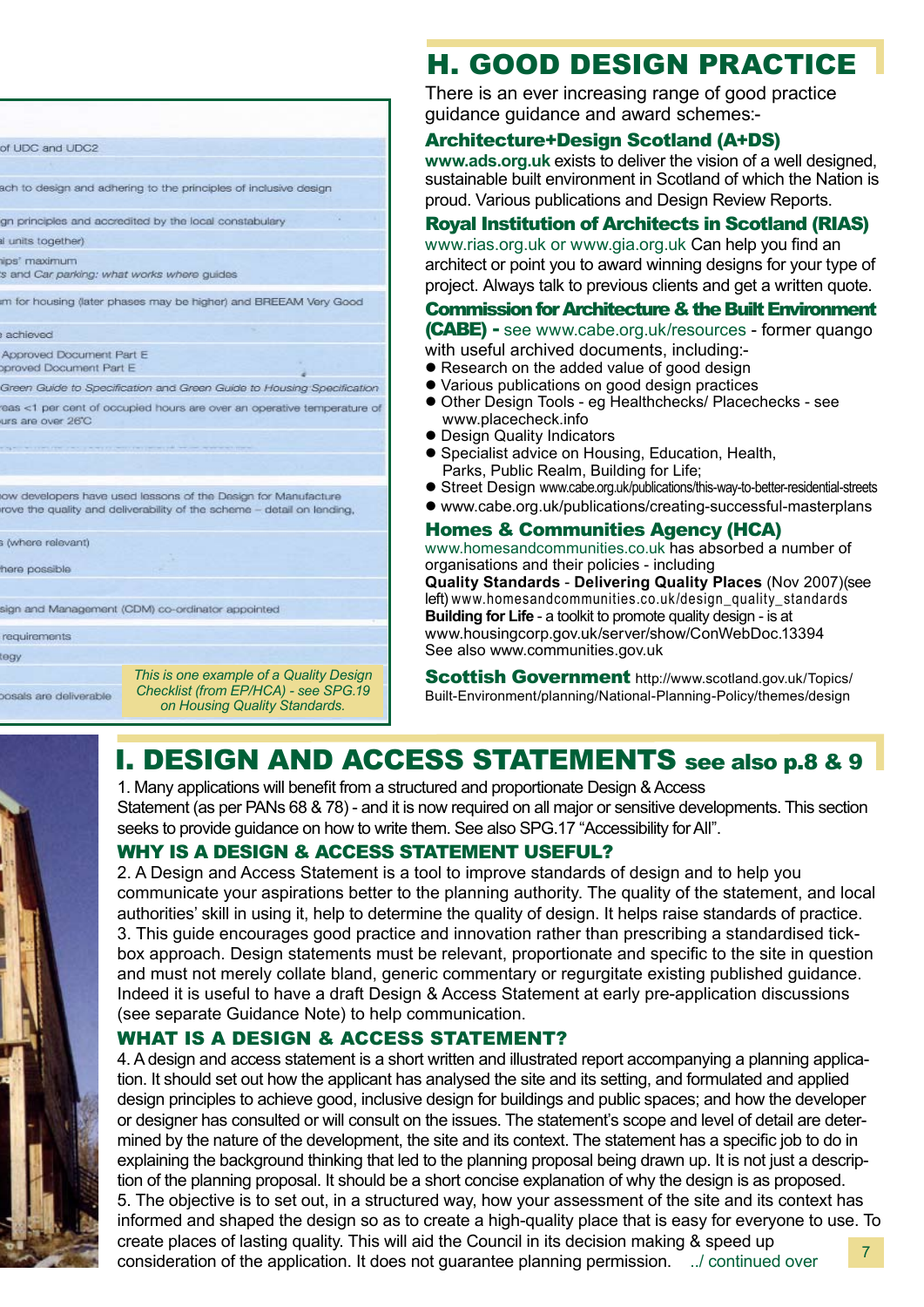| |
|---|
| of UDC and UDC2 |
| ach to design and adhering to the principles of inclusive design |
| gn principles and accredited by the local constabulary |
| l units together) |
| ips' maximum |
| s and Car parking: what works where guides |
| m for housing (later phases may be higher) and BREEAM Very Good |
| achieved |
| Approved Document Part E |
| pproved Document Part E |
| Green Guide to Specification and Green Guide to Housing Specification |
| eas <1 per cent of occupied hours are over an operative temperature of |
| urs are over 26'C |
| ow developers have used lessons of the Design for Manufacture |
| rove the quality and deliverability of the scheme – detail on lending, |
| (where relevant) |
| here possible |
| sign and Management (CDM) co-ordinator appointed |
| requirements |
| tegy |
| osals are deliverable |

*This is one example of a Quality Design Checklist (from EP/HCA) - see SPG.19 on Housing Quality Standards.*

## H. GOOD DESIGN PRACTICE

There is an ever increasing range of good practice guidance guidance and award schemes:-

### Architecture+Design Scotland (A+DS)

**www.ads.org.uk** exists to deliver the vision of a well designed, sustainable built environment in Scotland of which the Nation is proud. Various publications and Design Review Reports.

### Royal Institution of Architects in Scotland (RIAS)

www.rias.org.uk or www.gia.org.uk Can help you find an architect or point you to award winning designs for your type of project. Always talk to previous clients and get a written quote.

### Commission for Architecture & the Built Environment (CABE)

- see www.cabe.org.uk/resources - former quango with useful archived documents, including:-

- Research on the added value of good design
- Various publications on good design practices
- Other Design Tools - eg Healthchecks/ Placechecks - see www.placecheck.info
- Design Quality Indicators
- Specialist advice on Housing, Education, Health, Parks, Public Realm, Building for Life;
- Street Design www.cabe.org.uk/publications/this-way-to-better-residential-streets
- www.cabe.org.uk/publications/creating-successful-masterplans

### Homes & Communities Agency (HCA)

www.homesandcommunities.co.uk has absorbed a number of organisations and their policies - including
**Quality Standards** - **Delivering Quality Places** (Nov 2007)(see left) www.homesandcommunities.co.uk/design_quality_standards
**Building for Life** - a toolkit to promote quality design - is at www.housingcorp.gov.uk/server/show/ConWebDoc.13394
See also www.communities.gov.uk

### Scottish Government

http://www.scotland.gov.uk/Topics/Built-Environment/planning/National-Planning-Policy/themes/design

## I. DESIGN AND ACCESS STATEMENTS see also p.8 & 9

1. Many applications will benefit from a structured and proportionate Design & Access Statement (as per PANs 68 & 78) - and it is now required on all major or sensitive developments. This section seeks to provide guidance on how to write them. See also SPG.17 "Accessibility for All".

### WHY IS A DESIGN & ACCESS STATEMENT USEFUL?

2. A Design and Access Statement is a tool to improve standards of design and to help you communicate your aspirations better to the planning authority. The quality of the statement, and local authorities' skill in using it, help to determine the quality of design. It helps raise standards of practice.
3. This guide encourages good practice and innovation rather than prescribing a standardised tick-box approach. Design statements must be relevant, proportionate and specific to the site in question and must not merely collate bland, generic commentary or regurgitate existing published guidance. Indeed it is useful to have a draft Design & Access Statement at early pre-application discussions (see separate Guidance Note) to help communication.

### WHAT IS A DESIGN & ACCESS STATEMENT?

4. A design and access statement is a short written and illustrated report accompanying a planning application. It should set out how the applicant has analysed the site and its setting, and formulated and applied design principles to achieve good, inclusive design for buildings and public spaces; and how the developer or designer has consulted or will consult on the issues. The statement's scope and level of detail are determined by the nature of the development, the site and its context. The statement has a specific job to do in explaining the background thinking that led to the planning proposal being drawn up. It is not just a description of the planning proposal. It should be a short concise explanation of why the design is as proposed.
5. The objective is to set out, in a structured way, how your assessment of the site and its context has informed and shaped the design so as to create a high-quality place that is easy for everyone to use. To create places of lasting quality. This will aid the Council in its decision making & speed up consideration of the application. It does not guarantee planning permission. ../ continued over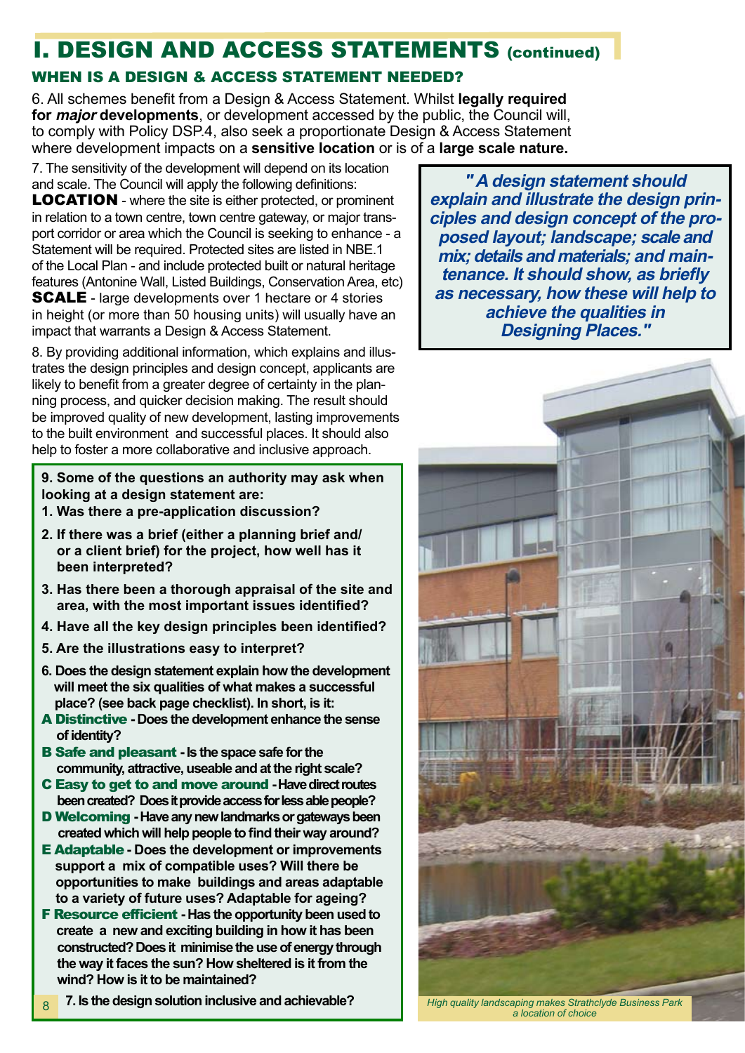# I. DESIGN AND ACCESS STATEMENTS (continued)

## WHEN IS A DESIGN & ACCESS STATEMENT NEEDED?

6. All schemes benefit from a Design & Access Statement. Whilst **legally required for *major* developments**, or development accessed by the public, the Council will, to comply with Policy DSP.4, also seek a proportionate Design & Access Statement where development impacts on a **sensitive location** or is of a **large scale nature.**

7. The sensitivity of the development will depend on its location and scale. The Council will apply the following definitions:

**LOCATION** - where the site is either protected, or prominent in relation to a town centre, town centre gateway, or major transport corridor or area which the Council is seeking to enhance - a Statement will be required. Protected sites are listed in NBE.1 of the Local Plan - and include protected built or natural heritage features (Antonine Wall, Listed Buildings, Conservation Area, etc)

**SCALE** - large developments over 1 hectare or 4 stories in height (or more than 50 housing units) will usually have an impact that warrants a Design & Access Statement.

8. By providing additional information, which explains and illustrates the design principles and design concept, applicants are likely to benefit from a greater degree of certainty in the planning process, and quicker decision making. The result should be improved quality of new development, lasting improvements to the built environment and successful places. It should also help to foster a more collaborative and inclusive approach.

***"A design statement should explain and illustrate the design principles and design concept of the proposed layout; landscape; scale and mix; details and materials; and maintenance. It should show, as briefly as necessary, how these will help to achieve the qualities in Designing Places."***

**9. Some of the questions an authority may ask when looking at a design statement are:**

**1. Was there a pre-application discussion?**

**2. If there was a brief (either a planning brief and/ or a client brief) for the project, how well has it been interpreted?**

**3. Has there been a thorough appraisal of the site and area, with the most important issues identified?**

**4. Have all the key design principles been identified?**

**5. Are the illustrations easy to interpret?**

**6. Does the design statement explain how the development will meet the six qualities of what makes a successful place? (see back page checklist). In short, is it:**

**A Distinctive - Does the development enhance the sense of identity?**

**B Safe and pleasant - Is the space safe for the community, attractive, useable and at the right scale?**

**C Easy to get to and move around - Have direct routes been created? Does it provide access for less able people?**

**D Welcoming - Have any new landmarks or gateways been created which will help people to find their way around?**

**E Adaptable - Does the development or improvements support a mix of compatible uses? Will there be opportunities to make buildings and areas adaptable to a variety of future uses? Adaptable for ageing?**

**F Resource efficient - Has the opportunity been used to create a new and exciting building in how it has been constructed? Does it minimise the use of energy through the way it faces the sun? How sheltered is it from the wind? How is it to be maintained?**

**7. Is the design solution inclusive and achievable?**

*High quality landscaping makes Strathclyde Business Park a location of choice*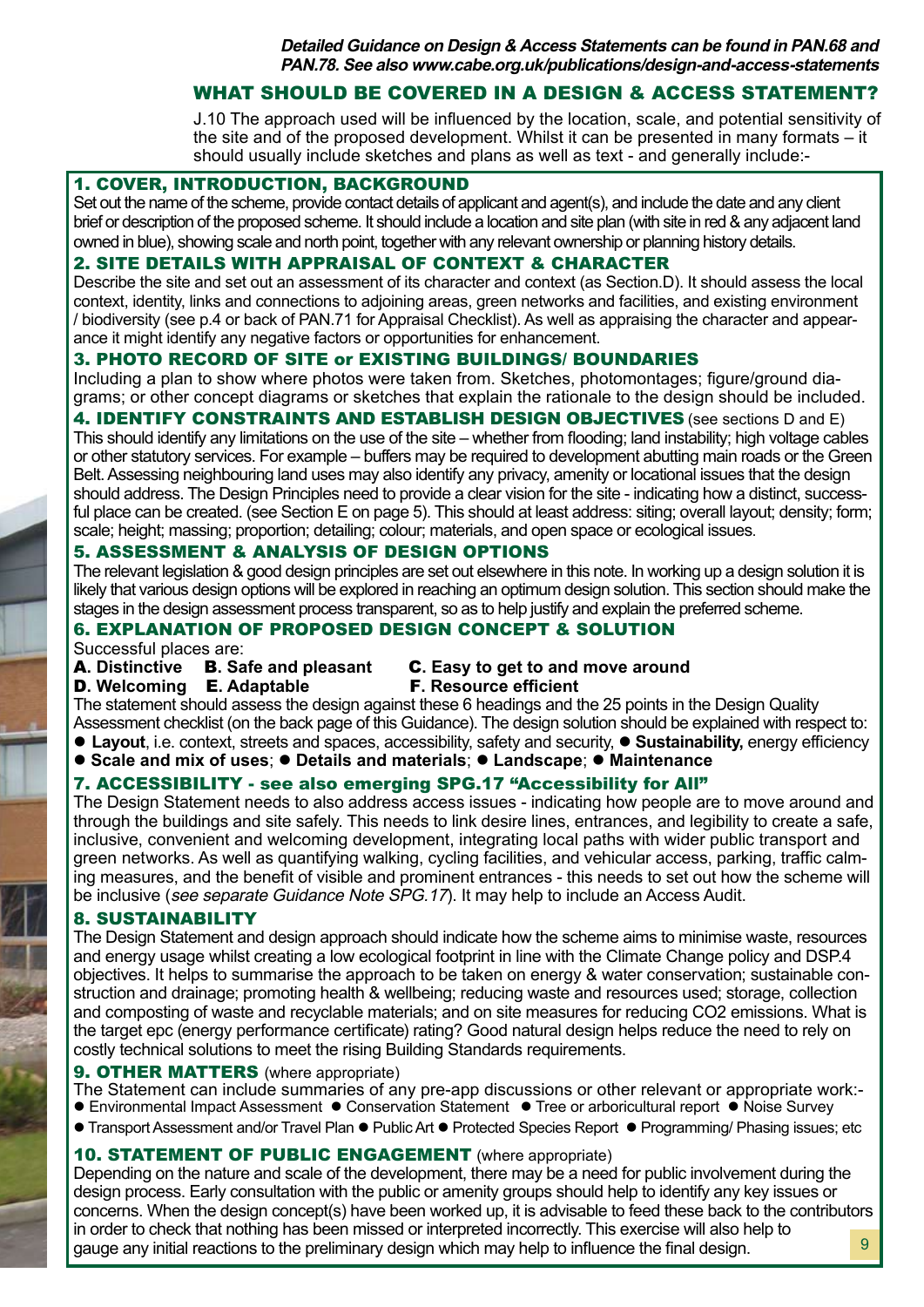***Detailed Guidance on Design & Access Statements can be found in PAN.68 and PAN.78. See also www.cabe.org.uk/publications/design-and-access-statements***

## WHAT SHOULD BE COVERED IN A DESIGN & ACCESS STATEMENT?

J.10 The approach used will be influenced by the location, scale, and potential sensitivity of the site and of the proposed development. Whilst it can be presented in many formats – it should usually include sketches and plans as well as text - and generally include:-

### 1. COVER, INTRODUCTION, BACKGROUND

Set out the name of the scheme, provide contact details of applicant and agent(s), and include the date and any client brief or description of the proposed scheme. It should include a location and site plan (with site in red & any adjacent land owned in blue), showing scale and north point, together with any relevant ownership or planning history details.

### 2. SITE DETAILS WITH APPRAISAL OF CONTEXT & CHARACTER

Describe the site and set out an assessment of its character and context (as Section.D). It should assess the local context, identity, links and connections to adjoining areas, green networks and facilities, and existing environment / biodiversity (see p.4 or back of PAN.71 for Appraisal Checklist). As well as appraising the character and appearance it might identify any negative factors or opportunities for enhancement.

### 3. PHOTO RECORD OF SITE or EXISTING BUILDINGS/ BOUNDARIES

Including a plan to show where photos were taken from. Sketches, photomontages; figure/ground diagrams; or other concept diagrams or sketches that explain the rationale to the design should be included.

### 4. IDENTIFY CONSTRAINTS AND ESTABLISH DESIGN OBJECTIVES (see sections D and E)

This should identify any limitations on the use of the site – whether from flooding; land instability; high voltage cables or other statutory services. For example – buffers may be required to development abutting main roads or the Green Belt. Assessing neighbouring land uses may also identify any privacy, amenity or locational issues that the design should address. The Design Principles need to provide a clear vision for the site - indicating how a distinct, successful place can be created. (see Section E on page 5). This should at least address: siting; overall layout; density; form; scale; height; massing; proportion; detailing; colour; materials, and open space or ecological issues.

### 5. ASSESSMENT & ANALYSIS OF DESIGN OPTIONS

The relevant legislation & good design principles are set out elsewhere in this note. In working up a design solution it is likely that various design options will be explored in reaching an optimum design solution. This section should make the stages in the design assessment process transparent, so as to help justify and explain the preferred scheme.

### 6. EXPLANATION OF PROPOSED DESIGN CONCEPT & SOLUTION

Successful places are:

**A. Distinctive** **B. Safe and pleasant** **C. Easy to get to and move around**
**D. Welcoming** **E. Adaptable** **F. Resource efficient**

The statement should assess the design against these 6 headings and the 25 points in the Design Quality Assessment checklist (on the back page of this Guidance). The design solution should be explained with respect to:

- **Layout**, i.e. context, streets and spaces, accessibility, safety and security, ● **Sustainability,** energy efficiency
- **Scale and mix of uses**; ● **Details and materials**; ● **Landscape**; ● **Maintenance**

### 7. ACCESSIBILITY - see also emerging SPG.17 "Accessibility for All"

The Design Statement needs to also address access issues - indicating how people are to move around and through the buildings and site safely. This needs to link desire lines, entrances, and legibility to create a safe, inclusive, convenient and welcoming development, integrating local paths with wider public transport and green networks. As well as quantifying walking, cycling facilities, and vehicular access, parking, traffic calming measures, and the benefit of visible and prominent entrances - this needs to set out how the scheme will be inclusive (*see separate Guidance Note SPG.17*). It may help to include an Access Audit.

### 8. SUSTAINABILITY

The Design Statement and design approach should indicate how the scheme aims to minimise waste, resources and energy usage whilst creating a low ecological footprint in line with the Climate Change policy and DSP.4 objectives. It helps to summarise the approach to be taken on energy & water conservation; sustainable construction and drainage; promoting health & wellbeing; reducing waste and resources used; storage, collection and composting of waste and recyclable materials; and on site measures for reducing $CO_2$ emissions. What is the target epc (energy performance certificate) rating? Good natural design helps reduce the need to rely on costly technical solutions to meet the rising Building Standards requirements.

### 9. OTHER MATTERS (where appropriate)

The Statement can include summaries of any pre-app discussions or other relevant or appropriate work:-

- Environmental Impact Assessment ● Conservation Statement ● Tree or arboricultural report ● Noise Survey
- Transport Assessment and/or Travel Plan ● Public Art ● Protected Species Report ● Programming/ Phasing issues; etc

### 10. STATEMENT OF PUBLIC ENGAGEMENT (where appropriate)

Depending on the nature and scale of the development, there may be a need for public involvement during the design process. Early consultation with the public or amenity groups should help to identify any key issues or concerns. When the design concept(s) have been worked up, it is advisable to feed these back to the contributors in order to check that nothing has been missed or interpreted incorrectly. This exercise will also help to gauge any initial reactions to the preliminary design which may help to influence the final design.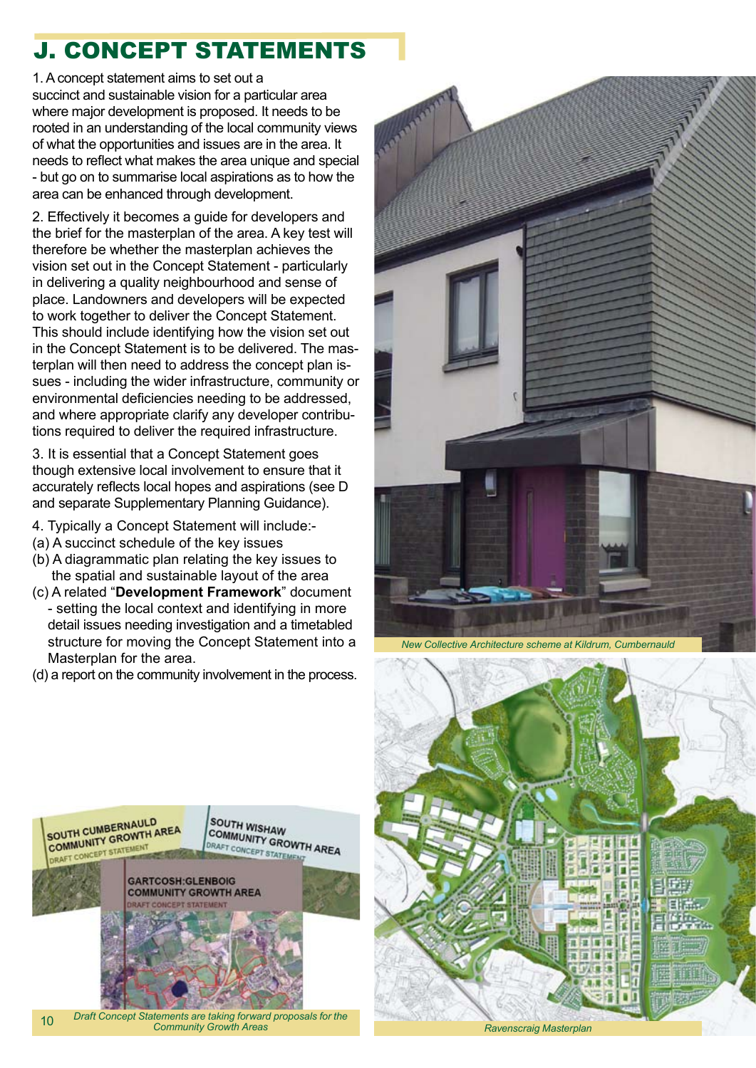# J. CONCEPT STATEMENTS

1. A concept statement aims to set out a succinct and sustainable vision for a particular area where major development is proposed. It needs to be rooted in an understanding of the local community views of what the opportunities and issues are in the area. It needs to reflect what makes the area unique and special - but go on to summarise local aspirations as to how the area can be enhanced through development.

2. Effectively it becomes a guide for developers and the brief for the masterplan of the area. A key test will therefore be whether the masterplan achieves the vision set out in the Concept Statement - particularly in delivering a quality neighbourhood and sense of place. Landowners and developers will be expected to work together to deliver the Concept Statement. This should include identifying how the vision set out in the Concept Statement is to be delivered. The masterplan will then need to address the concept plan issues - including the wider infrastructure, community or environmental deficiencies needing to be addressed, and where appropriate clarify any developer contributions required to deliver the required infrastructure.

3. It is essential that a Concept Statement goes though extensive local involvement to ensure that it accurately reflects local hopes and aspirations (see D and separate Supplementary Planning Guidance).

4. Typically a Concept Statement will include:-

(a) A succinct schedule of the key issues
(b) A diagrammatic plan relating the key issues to the spatial and sustainable layout of the area
(c) A related "**Development Framework**" document - setting the local context and identifying in more detail issues needing investigation and a timetabled structure for moving the Concept Statement into a Masterplan for the area.
(d) a report on the community involvement in the process.

*New Collective Architecture scheme at Kildrum, Cumbernauld*

*Draft Concept Statements are taking forward proposals for the Community Growth Areas*

*Ravenscraig Masterplan*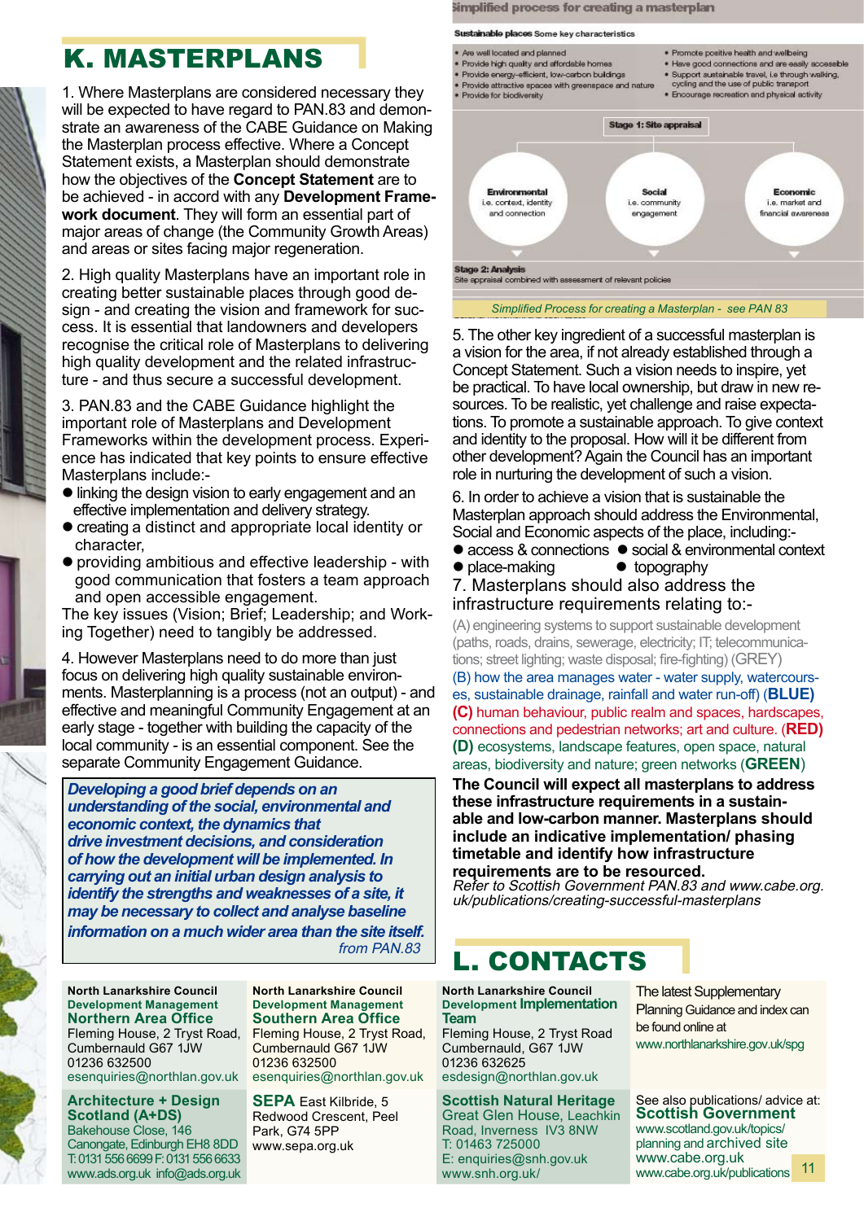# K. MASTERPLANS

1. Where Masterplans are considered necessary they will be expected to have regard to PAN.83 and demonstrate an awareness of the CABE Guidance on Making the Masterplan process effective. Where a Concept Statement exists, a Masterplan should demonstrate how the objectives of the **Concept Statement** are to be achieved - in accord with any **Development Framework document**. They will form an essential part of major areas of change (the Community Growth Areas) and areas or sites facing major regeneration.

2. High quality Masterplans have an important role in creating better sustainable places through good design - and creating the vision and framework for success. It is essential that landowners and developers recognise the critical role of Masterplans to delivering high quality development and the related infrastructure - and thus secure a successful development.

3. PAN.83 and the CABE Guidance highlight the important role of Masterplans and Development Frameworks within the development process. Experience has indicated that key points to ensure effective Masterplans include:-

- linking the design vision to early engagement and an effective implementation and delivery strategy.
- creating a distinct and appropriate local identity or character,
- providing ambitious and effective leadership - with good communication that fosters a team approach and open accessible engagement.

The key issues (Vision; Brief; Leadership; and Working Together) need to tangibly be addressed.

4. However Masterplans need to do more than just focus on delivering high quality sustainable environments. Masterplanning is a process (not an output) - and effective and meaningful Community Engagement at an early stage - together with building the capacity of the local community - is an essential component. See the separate Community Engagement Guidance.

> ***Developing a good brief depends on an understanding of the social, environmental and economic context, the dynamics that drive investment decisions, and consideration of how the development will be implemented. In carrying out an initial urban design analysis to identify the strengths and weaknesses of a site, it may be necessary to collect and analyse baseline information on a much wider area than the site itself.***
> *from PAN.83*

**Simplified process for creating a masterplan**

**Sustainable places** Some key characteristics

- Are well located and planned
- Provide high quality and affordable homes
- Provide energy-efficient, low-carbon buildings
- Provide attractive spaces with greenspace and nature
- Provide for biodiversity
- Promote positive health and wellbeing
- Have good connections and are easily accessible
- Support sustainable travel, i.e through walking, cycling and the use of public transport
- Encourage recreation and physical activity

**Stage 1: Site appraisal**

- **Environmental** i.e. context, identity and connection
- **Social** i.e. community engagement
- **Economic** i.e. market and financial awareness

**Stage 2: Analysis**
Site appraisal combined with assessment of relevant policies

*Simplified Process for creating a Masterplan - see PAN 83*

5. The other key ingredient of a successful masterplan is a vision for the area, if not already established through a Concept Statement. Such a vision needs to inspire, yet be practical. To have local ownership, but draw in new resources. To be realistic, yet challenge and raise expectations. To promote a sustainable approach. To give context and identity to the proposal. How will it be different from other development? Again the Council has an important role in nurturing the development of such a vision.

6. In order to achieve a vision that is sustainable the Masterplan approach should address the Environmental, Social and Economic aspects of the place, including:-

- access & connections
- social & environmental context
- place-making
- topography

7. Masterplans should also address the infrastructure requirements relating to:-

(A) engineering systems to support sustainable development (paths, roads, drains, sewerage, electricity; IT; telecommunications; street lighting; waste disposal; fire-fighting) (GREY)

(B) how the area manages water - water supply, watercourses, sustainable drainage, rainfall and water run-off) (**BLUE**)

**(C)** human behaviour, public realm and spaces, hardscapes, connections and pedestrian networks; art and culture. (**RED**)

**(D)** ecosystems, landscape features, open space, natural areas, biodiversity and nature; green networks (**GREEN**)

**The Council will expect all masterplans to address these infrastructure requirements in a sustainable and low-carbon manner. Masterplans should include an indicative implementation/ phasing timetable and identify how infrastructure requirements are to be resourced.**

*Refer to Scottish Government PAN.83 and www.cabe.org.uk/publications/creating-successful-masterplans*

# L. CONTACTS

**North Lanarkshire Council**
**Development Management**
**Northern Area Office**
Fleming House, 2 Tryst Road, Cumbernauld G67 1JW
01236 632500
esenquiries@northlan.gov.uk

**North Lanarkshire Council**
**Development Management**
**Southern Area Office**
Fleming House, 2 Tryst Road, Cumbernauld G67 1JW
01236 632500
esenquiries@northlan.gov.uk

**North Lanarkshire Council**
**Development Implementation Team**
Fleming House, 2 Tryst Road
Cumbernauld, G67 1JW
01236 632625
esdesign@northlan.gov.uk

The latest Supplementary Planning Guidance and index can be found online at
www.northlanarkshire.gov.uk/spg

**Architecture + Design Scotland (A+DS)**
Bakehouse Close, 146 Canongate, Edinburgh EH8 8DD
T: 0131 556 6699 F: 0131 556 6633
www.ads.org.uk info@ads.org.uk

**SEPA** East Kilbride, 5 Redwood Crescent, Peel Park, G74 5PP
www.sepa.org.uk

**Scottish Natural Heritage**
Great Glen House, Leachkin Road, Inverness IV3 8NW
T: 01463 725000
E: enquiries@snh.gov.uk
www.snh.org.uk/

See also publications/ advice at:
**Scottish Government**
www.scotland.gov.uk/topics/planning and archived site
www.cabe.org.uk
www.cabe.org.uk/publications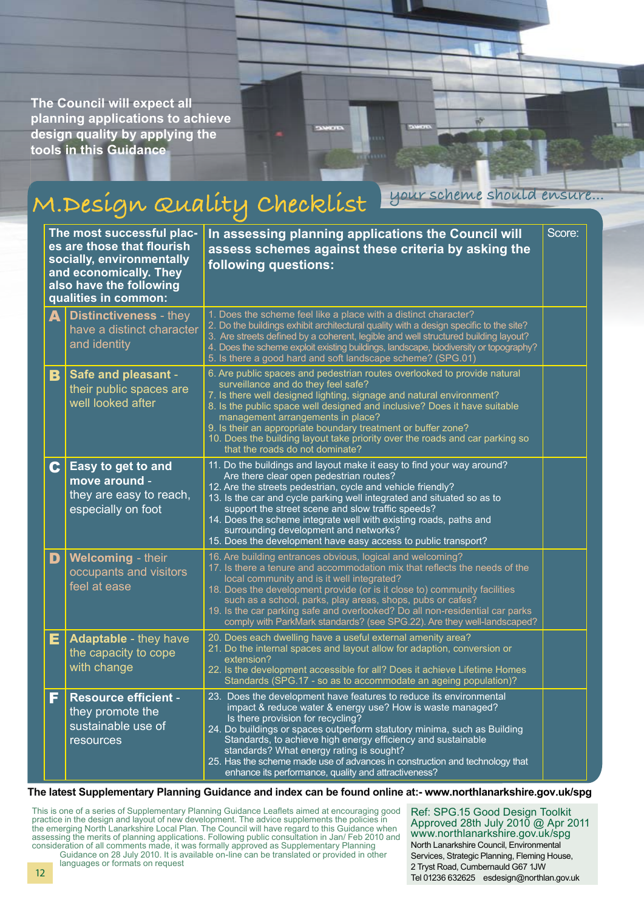**The Council will expect all planning applications to achieve design quality by applying the tools in this Guidance**

# M.Design Quality Checklist

*your scheme should ensure...*

| | The most successful places are those that flourish socially, environmentally and economically. They also have the following qualities in common: | In assessing planning applications the Council will assess schemes against these criteria by asking the following questions: | Score: |
|---|---|---|---|
| **A** | **Distinctiveness** - they have a distinct character and identity | 1. Does the scheme feel like a place with a distinct character?<br>2. Do the buildings exhibit architectural quality with a design specific to the site?<br>3. Are streets defined by a coherent, legible and well structured building layout?<br>4. Does the scheme exploit existing buildings, landscape, biodiversity or topography?<br>5. Is there a good hard and soft landscape scheme? (SPG.01) | |
| **B** | **Safe and pleasant** - their public spaces are well looked after | 6. Are public spaces and pedestrian routes overlooked to provide natural surveillance and do they feel safe?<br>7. Is there well designed lighting, signage and natural environment?<br>8. Is the public space well designed and inclusive? Does it have suitable management arrangements in place?<br>9. Is their an appropriate boundary treatment or buffer zone?<br>10. Does the building layout take priority over the roads and car parking so that the roads do not dominate? | |
| **C** | **Easy to get to and move around** - they are easy to reach, especially on foot | 11. Do the buildings and layout make it easy to find your way around? Are there clear open pedestrian routes?<br>12. Are the streets pedestrian, cycle and vehicle friendly?<br>13. Is the car and cycle parking well integrated and situated so as to support the street scene and slow traffic speeds?<br>14. Does the scheme integrate well with existing roads, paths and surrounding development and networks?<br>15. Does the development have easy access to public transport? | |
| **D** | **Welcoming** - their occupants and visitors feel at ease | 16. Are building entrances obvious, logical and welcoming?<br>17. Is there a tenure and accommodation mix that reflects the needs of the local community and is it well integrated?<br>18. Does the development provide (or is it close to) community facilities such as a school, parks, play areas, shops, pubs or cafes?<br>19. Is the car parking safe and overlooked? Do all non-residential car parks comply with ParkMark standards? (see SPG.22). Are they well-landscaped? | |
| **E** | **Adaptable** - they have the capacity to cope with change | 20. Does each dwelling have a useful external amenity area?<br>21. Do the internal spaces and layout allow for adaption, conversion or extension?<br>22. Is the development accessible for all? Does it achieve Lifetime Homes Standards (SPG.17 - so as to accommodate an ageing population)? | |
| **F** | **Resource efficient** - they promote the sustainable use of resources | 23. Does the development have features to reduce its environmental impact & reduce water & energy use? How is waste managed? Is there provision for recycling?<br>24. Do buildings or spaces outperform statutory minima, such as Building Standards, to achieve high energy efficiency and sustainable standards? What energy rating is sought?<br>25. Has the scheme made use of advances in construction and technology that enhance its performance, quality and attractiveness? | |

**The latest Supplementary Planning Guidance and index can be found online at:- www.northlanarkshire.gov.uk/spg**

This is one of a series of Supplementary Planning Guidance Leaflets aimed at encouraging good practice in the design and layout of new development. The advice supplements the policies in the emerging North Lanarkshire Local Plan. The Council will have regard to this Guidance when assessing the merits of planning applications. Following public consultation in Jan/ Feb 2010 and consideration of all comments made, it was formally approved as Supplementary Planning Guidance on 28 July 2010. It is available on-line can be translated or provided in other languages or formats on request

Ref: SPG.15 Good Design Toolkit
Approved 28th July 2010 @ Apr 2011
www.northlanarkshire.gov.uk/spg
North Lanarkshire Council, Environmental Services, Strategic Planning, Fleming House, 2 Tryst Road, Cumbernauld G67 1JW
Tel 01236 632625 esdesign@northlan.gov.uk